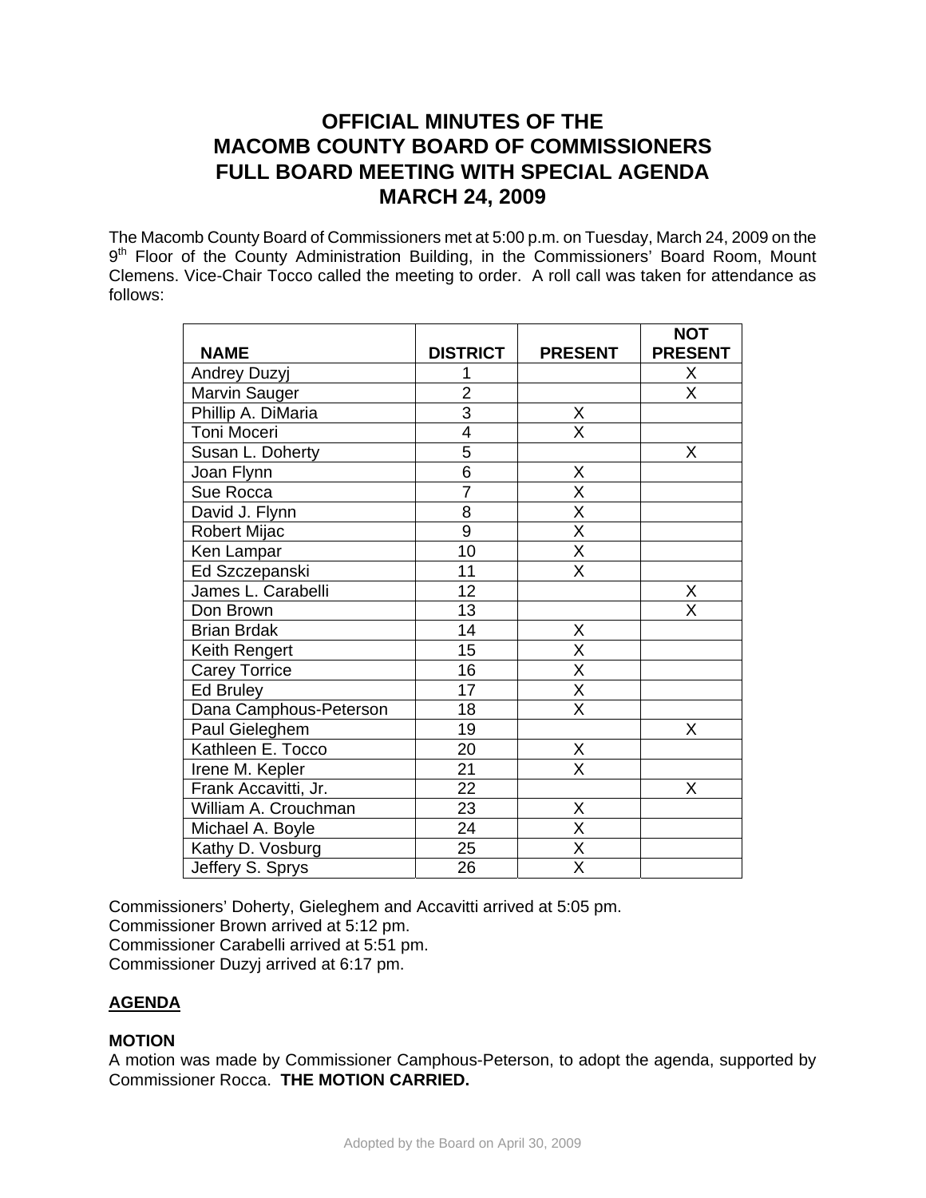# OFFICIAL MINUTES OF THE MACOMB COUNTY BOARD OF COMMISSIONERS FULL BOARD MEETING WITH SPECIAL AGENDA MARCH 24, 2009

The Macomb County Board of Commissioners met at 5:00 p.m. on Tuesday, March 24, 2009 on the 9th Floor of the County Administration Building, in the Commissioners' Board Room, Mount Clemens. Vice-Chair Tocco called the meeting to order. A roll call was taken for attendance as follows:

| NAME | DISTRICT | PRESENT | NOT PRESENT |
|---|---|---|---|
| Andrey Duzyj | 1 | | X |
| Marvin Sauger | 2 | | X |
| Phillip A. DiMaria | 3 | X | |
| Toni Moceri | 4 | X | |
| Susan L. Doherty | 5 | | X |
| Joan Flynn | 6 | X | |
| Sue Rocca | 7 | X | |
| David J. Flynn | 8 | X | |
| Robert Mijac | 9 | X | |
| Ken Lampar | 10 | X | |
| Ed Szczepanski | 11 | X | |
| James L. Carabelli | 12 | | X |
| Don Brown | 13 | | X |
| Brian Brdak | 14 | X | |
| Keith Rengert | 15 | X | |
| Carey Torrice | 16 | X | |
| Ed Bruley | 17 | X | |
| Dana Camphous-Peterson | 18 | X | |
| Paul Gieleghem | 19 | | X |
| Kathleen E. Tocco | 20 | X | |
| Irene M. Kepler | 21 | X | |
| Frank Accavitti, Jr. | 22 | | X |
| William A. Crouchman | 23 | X | |
| Michael A. Boyle | 24 | X | |
| Kathy D. Vosburg | 25 | X | |
| Jeffery S. Sprys | 26 | X | |

Commissioners' Doherty, Gieleghem and Accavitti arrived at 5:05 pm.
Commissioner Brown arrived at 5:12 pm.
Commissioner Carabelli arrived at 5:51 pm.
Commissioner Duzyj arrived at 6:17 pm.

## AGENDA

**MOTION**

A motion was made by Commissioner Camphous-Peterson, to adopt the agenda, supported by Commissioner Rocca. **THE MOTION CARRIED.**

Adopted by the Board on April 30, 2009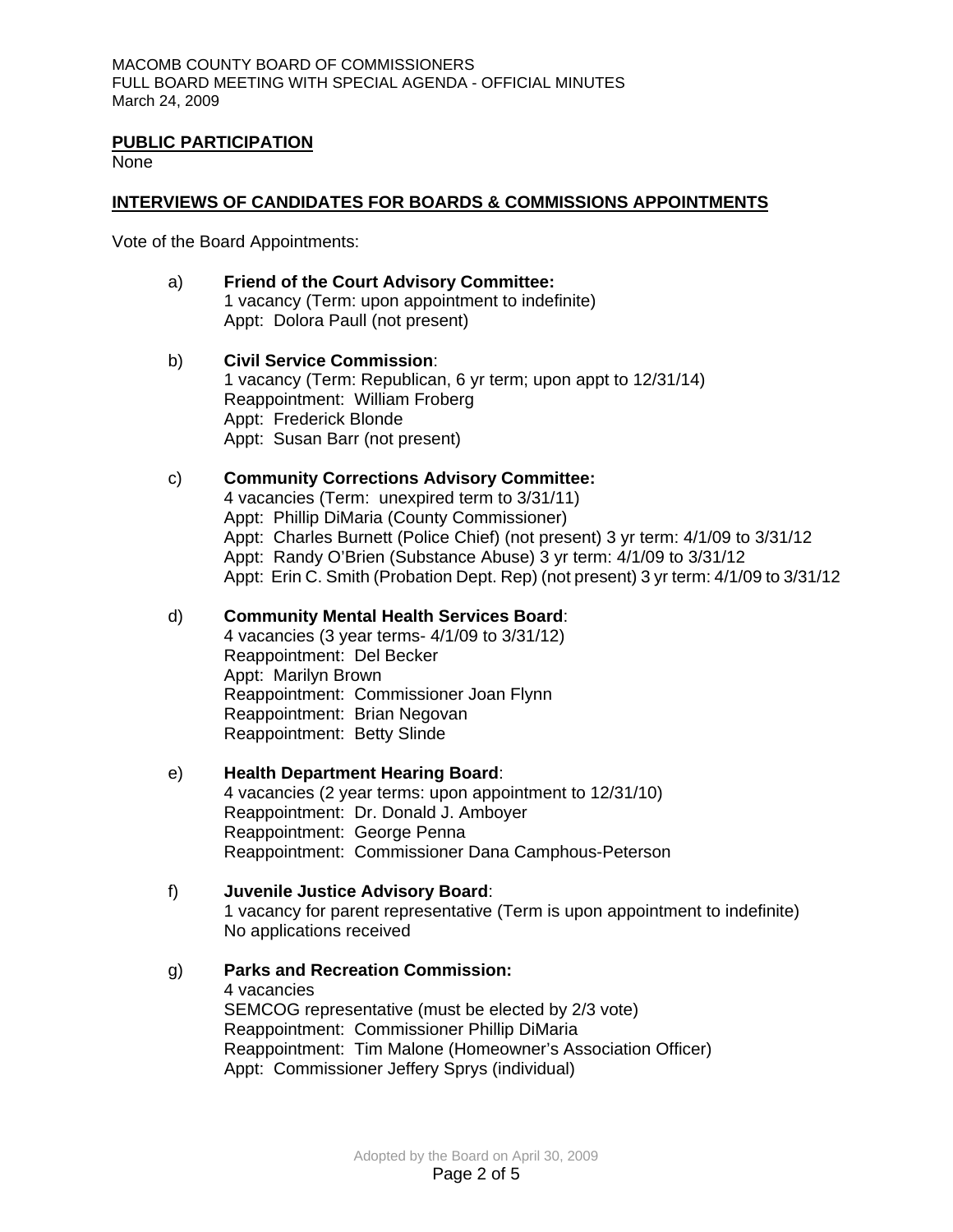## PUBLIC PARTICIPATION

None

## INTERVIEWS OF CANDIDATES FOR BOARDS & COMMISSIONS APPOINTMENTS

Vote of the Board Appointments:

a) **Friend of the Court Advisory Committee:**
1 vacancy (Term: upon appointment to indefinite)
Appt: Dolora Paull (not present)

b) **Civil Service Commission**:
1 vacancy (Term: Republican, 6 yr term; upon appt to 12/31/14)
Reappointment: William Froberg
Appt: Frederick Blonde
Appt: Susan Barr (not present)

c) **Community Corrections Advisory Committee:**
4 vacancies (Term: unexpired term to 3/31/11)
Appt: Phillip DiMaria (County Commissioner)
Appt: Charles Burnett (Police Chief) (not present) 3 yr term: 4/1/09 to 3/31/12
Appt: Randy O'Brien (Substance Abuse) 3 yr term: 4/1/09 to 3/31/12
Appt: Erin C. Smith (Probation Dept. Rep) (not present) 3 yr term: 4/1/09 to 3/31/12

d) **Community Mental Health Services Board**:
4 vacancies (3 year terms- 4/1/09 to 3/31/12)
Reappointment: Del Becker
Appt: Marilyn Brown
Reappointment: Commissioner Joan Flynn
Reappointment: Brian Negovan
Reappointment: Betty Slinde

e) **Health Department Hearing Board**:
4 vacancies (2 year terms: upon appointment to 12/31/10)
Reappointment: Dr. Donald J. Amboyer
Reappointment: George Penna
Reappointment: Commissioner Dana Camphous-Peterson

f) **Juvenile Justice Advisory Board**:
1 vacancy for parent representative (Term is upon appointment to indefinite)
No applications received

g) **Parks and Recreation Commission:**
4 vacancies
SEMCOG representative (must be elected by 2/3 vote)
Reappointment: Commissioner Phillip DiMaria
Reappointment: Tim Malone (Homeowner's Association Officer)
Appt: Commissioner Jeffery Sprys (individual)

Adopted by the Board on April 30, 2009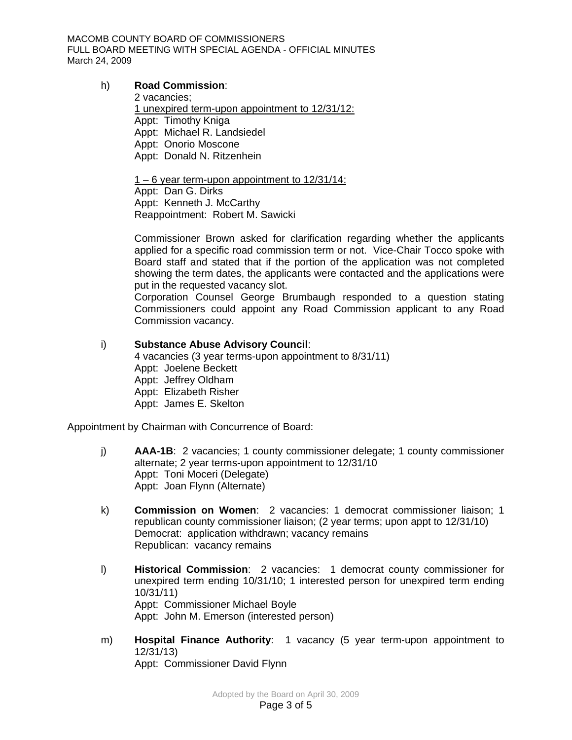h) **Road Commission**:
2 vacancies;
1 unexpired term-upon appointment to 12/31/12:
Appt: Timothy Kniga
Appt: Michael R. Landsiedel
Appt: Onorio Moscone
Appt: Donald N. Ritzenhein

1 – 6 year term-upon appointment to 12/31/14:
Appt: Dan G. Dirks
Appt: Kenneth J. McCarthy
Reappointment: Robert M. Sawicki

Commissioner Brown asked for clarification regarding whether the applicants applied for a specific road commission term or not. Vice-Chair Tocco spoke with Board staff and stated that if the portion of the application was not completed showing the term dates, the applicants were contacted and the applications were put in the requested vacancy slot.
Corporation Counsel George Brumbaugh responded to a question stating Commissioners could appoint any Road Commission applicant to any Road Commission vacancy.

i) **Substance Abuse Advisory Council**:
4 vacancies (3 year terms-upon appointment to 8/31/11)
Appt: Joelene Beckett
Appt: Jeffrey Oldham
Appt: Elizabeth Risher
Appt: James E. Skelton

Appointment by Chairman with Concurrence of Board:

j) **AAA-1B**: 2 vacancies; 1 county commissioner delegate; 1 county commissioner alternate; 2 year terms-upon appointment to 12/31/10
Appt: Toni Moceri (Delegate)
Appt: Joan Flynn (Alternate)

k) **Commission on Women**: 2 vacancies: 1 democrat commissioner liaison; 1 republican county commissioner liaison; (2 year terms; upon appt to 12/31/10)
Democrat: application withdrawn; vacancy remains
Republican: vacancy remains

l) **Historical Commission**: 2 vacancies: 1 democrat county commissioner for unexpired term ending 10/31/10; 1 interested person for unexpired term ending 10/31/11)
Appt: Commissioner Michael Boyle
Appt: John M. Emerson (interested person)

m) **Hospital Finance Authority**: 1 vacancy (5 year term-upon appointment to 12/31/13)
Appt: Commissioner David Flynn

Adopted by the Board on April 30, 2009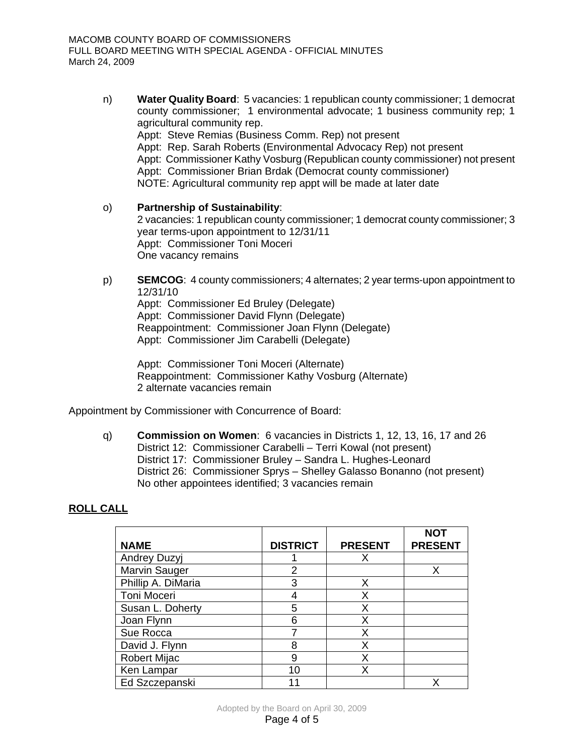n) **Water Quality Board**: 5 vacancies: 1 republican county commissioner; 1 democrat county commissioner; 1 environmental advocate; 1 business community rep; 1 agricultural community rep.
Appt: Steve Remias (Business Comm. Rep) not present
Appt: Rep. Sarah Roberts (Environmental Advocacy Rep) not present
Appt: Commissioner Kathy Vosburg (Republican county commissioner) not present
Appt: Commissioner Brian Brdak (Democrat county commissioner)
NOTE: Agricultural community rep appt will be made at later date

o) **Partnership of Sustainability**:
2 vacancies: 1 republican county commissioner; 1 democrat county commissioner; 3 year terms-upon appointment to 12/31/11
Appt: Commissioner Toni Moceri
One vacancy remains

p) **SEMCOG**: 4 county commissioners; 4 alternates; 2 year terms-upon appointment to 12/31/10
Appt: Commissioner Ed Bruley (Delegate)
Appt: Commissioner David Flynn (Delegate)
Reappointment: Commissioner Joan Flynn (Delegate)
Appt: Commissioner Jim Carabelli (Delegate)

Appt: Commissioner Toni Moceri (Alternate)
Reappointment: Commissioner Kathy Vosburg (Alternate)
2 alternate vacancies remain

Appointment by Commissioner with Concurrence of Board:

q) **Commission on Women**: 6 vacancies in Districts 1, 12, 13, 16, 17 and 26
District 12: Commissioner Carabelli – Terri Kowal (not present)
District 17: Commissioner Bruley – Sandra L. Hughes-Leonard
District 26: Commissioner Sprys – Shelley Galasso Bonanno (not present)
No other appointees identified; 3 vacancies remain

**ROLL CALL**

| NAME | DISTRICT | PRESENT | NOT PRESENT |
|---|---|---|---|
| Andrey Duzyj | 1 | X | |
| Marvin Sauger | 2 | | X |
| Phillip A. DiMaria | 3 | X | |
| Toni Moceri | 4 | X | |
| Susan L. Doherty | 5 | X | |
| Joan Flynn | 6 | X | |
| Sue Rocca | 7 | X | |
| David J. Flynn | 8 | X | |
| Robert Mijac | 9 | X | |
| Ken Lampar | 10 | X | |
| Ed Szczepanski | 11 | | X |

Adopted by the Board on April 30, 2009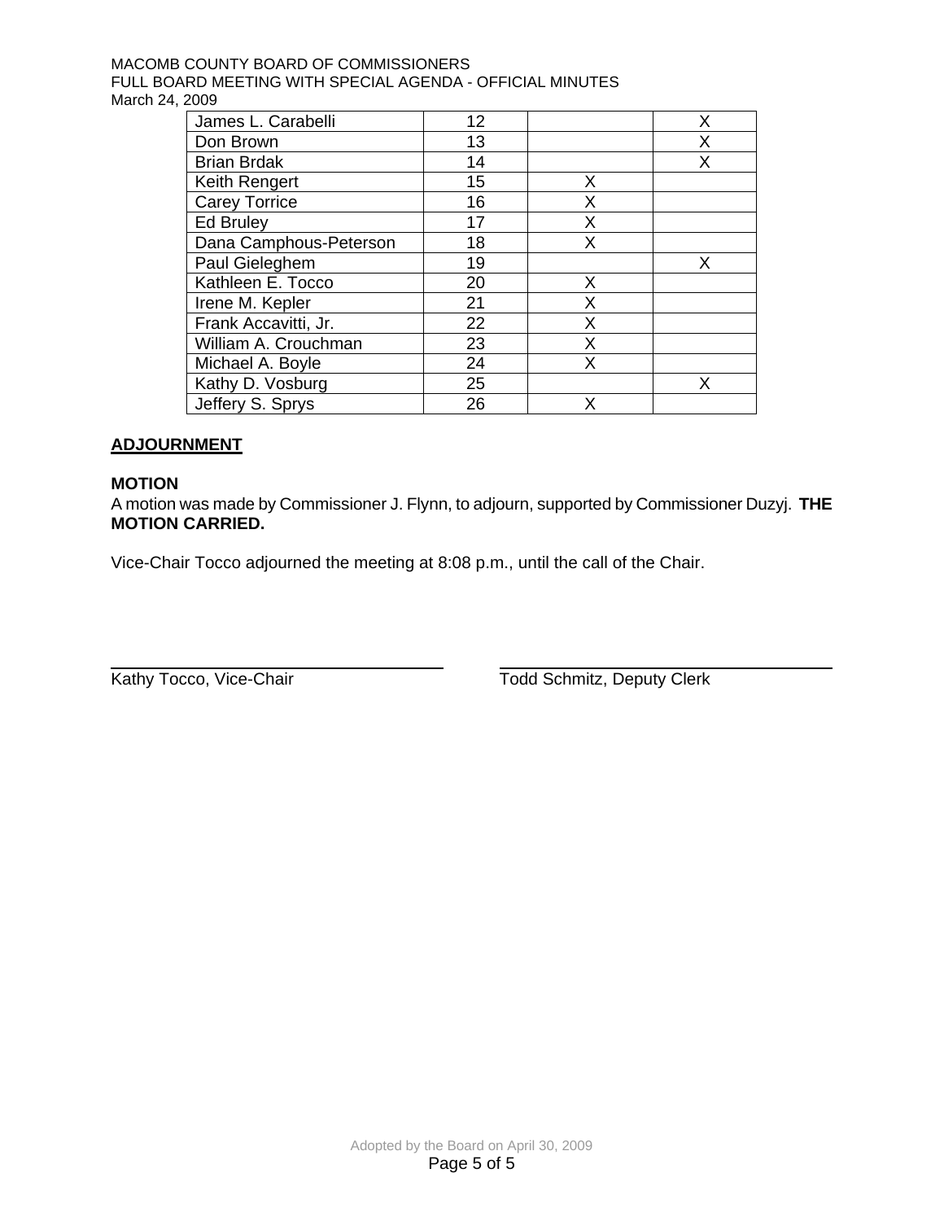| | | | |
|---|---|---|---|
| James L. Carabelli | 12 | | X |
| Don Brown | 13 | | X |
| Brian Brdak | 14 | | X |
| Keith Rengert | 15 | X | |
| Carey Torrice | 16 | X | |
| Ed Bruley | 17 | X | |
| Dana Camphous-Peterson | 18 | X | |
| Paul Gieleghem | 19 | | X |
| Kathleen E. Tocco | 20 | X | |
| Irene M. Kepler | 21 | X | |
| Frank Accavitti, Jr. | 22 | X | |
| William A. Crouchman | 23 | X | |
| Michael A. Boyle | 24 | X | |
| Kathy D. Vosburg | 25 | | X |
| Jeffery S. Sprys | 26 | X | |

## ADJOURNMENT

**MOTION**

A motion was made by Commissioner J. Flynn, to adjourn, supported by Commissioner Duzyj. **THE MOTION CARRIED.**

Vice-Chair Tocco adjourned the meeting at 8:08 p.m., until the call of the Chair.

Kathy Tocco, Vice-Chair

Todd Schmitz, Deputy Clerk

Adopted by the Board on April 30, 2009